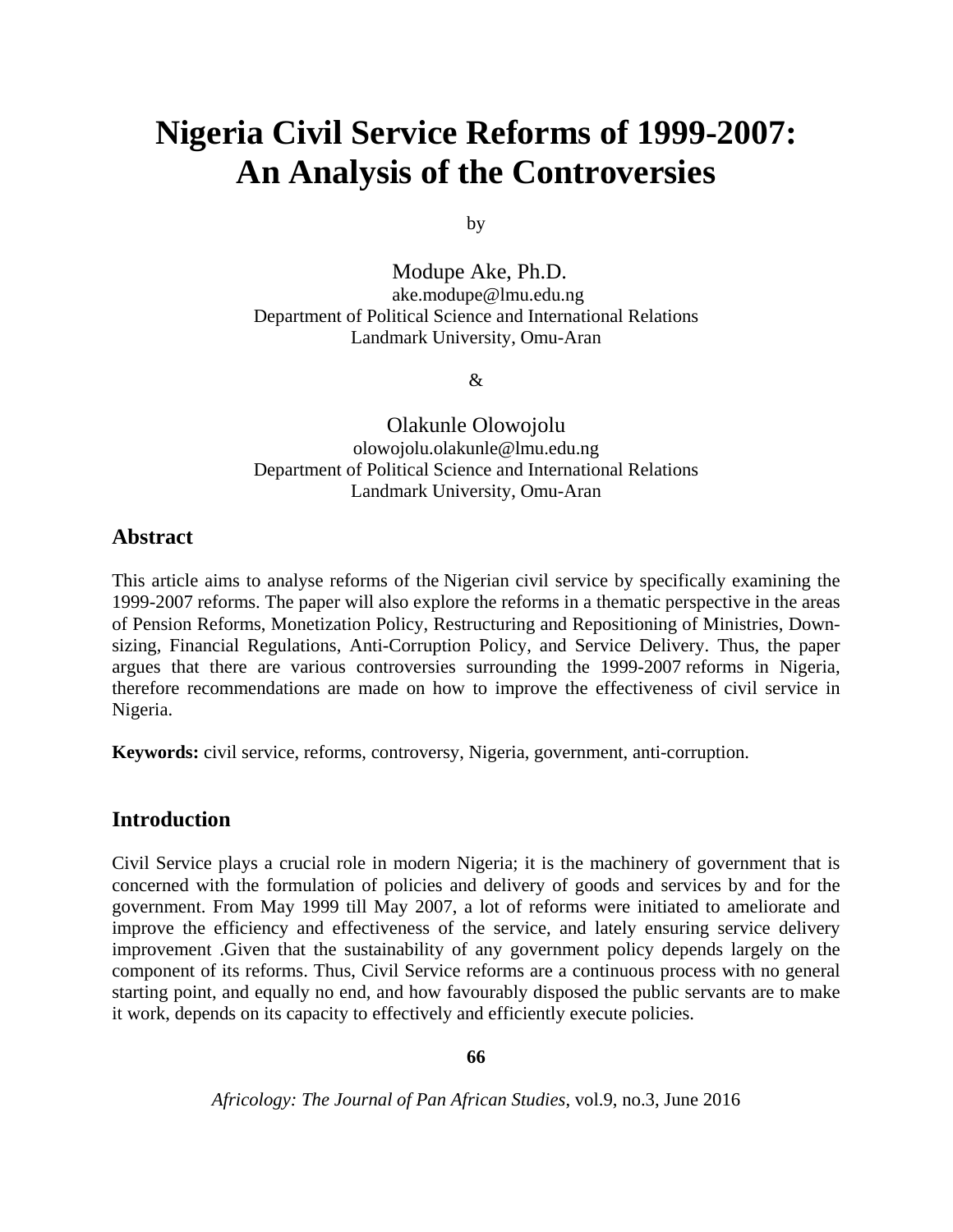# Nigeria Civil Service Reforms of 1999-2007: An Analysis of the Controversies

by

Modupe Ake, Ph.D.
ake.modupe@lmu.edu.ng
Department of Political Science and International Relations
Landmark University, Omu-Aran

&

Olakunle Olowojolu
olowojolu.olakunle@lmu.edu.ng
Department of Political Science and International Relations
Landmark University, Omu-Aran

## Abstract

This article aims to analyse reforms of the Nigerian civil service by specifically examining the 1999-2007 reforms. The paper will also explore the reforms in a thematic perspective in the areas of Pension Reforms, Monetization Policy, Restructuring and Repositioning of Ministries, Down-sizing, Financial Regulations, Anti-Corruption Policy, and Service Delivery. Thus, the paper argues that there are various controversies surrounding the 1999-2007 reforms in Nigeria, therefore recommendations are made on how to improve the effectiveness of civil service in Nigeria.

**Keywords:** civil service, reforms, controversy, Nigeria, government, anti-corruption.

## Introduction

Civil Service plays a crucial role in modern Nigeria; it is the machinery of government that is concerned with the formulation of policies and delivery of goods and services by and for the government. From May 1999 till May 2007, a lot of reforms were initiated to ameliorate and improve the efficiency and effectiveness of the service, and lately ensuring service delivery improvement .Given that the sustainability of any government policy depends largely on the component of its reforms. Thus, Civil Service reforms are a continuous process with no general starting point, and equally no end, and how favourably disposed the public servants are to make it work, depends on its capacity to effectively and efficiently execute policies.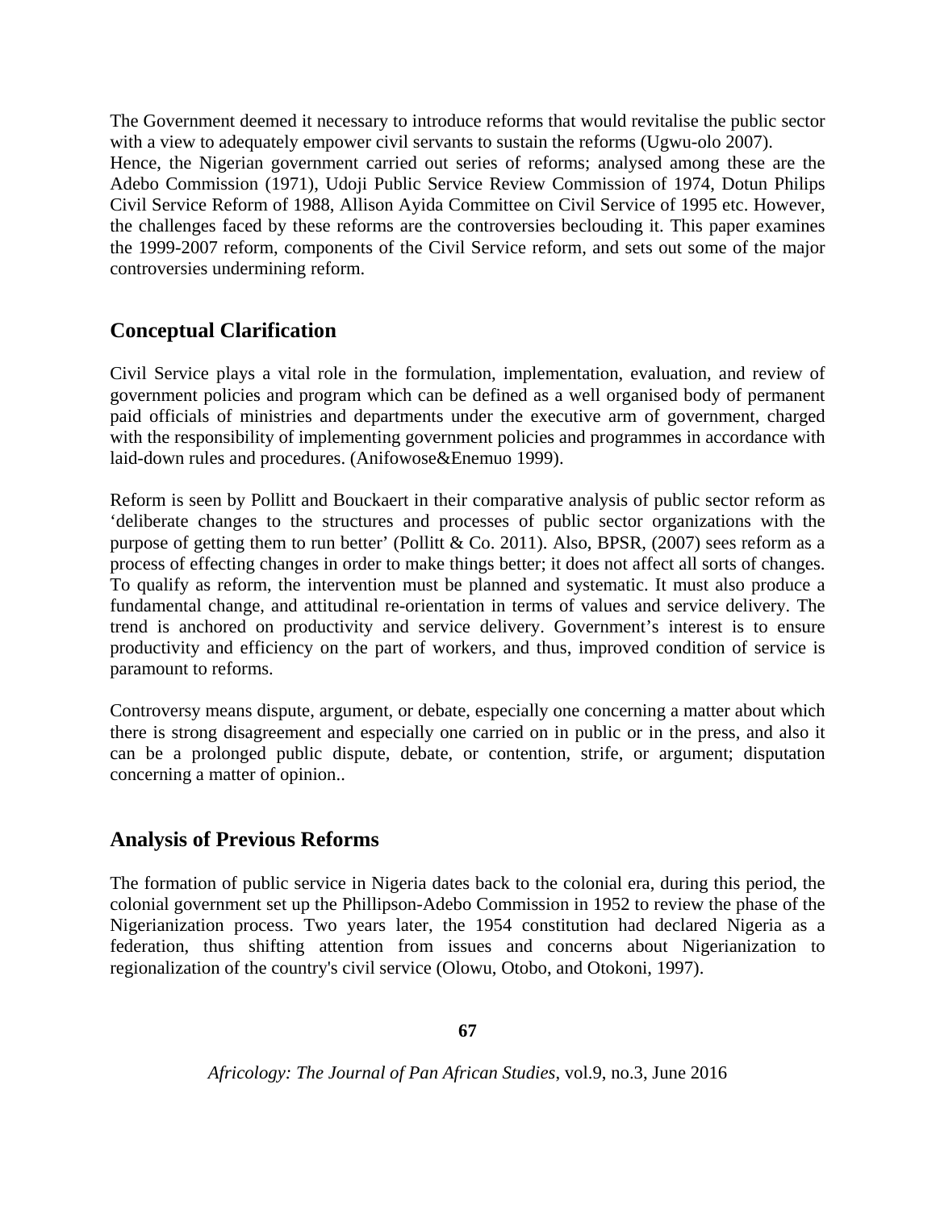The Government deemed it necessary to introduce reforms that would revitalise the public sector with a view to adequately empower civil servants to sustain the reforms (Ugwu-olo 2007).
Hence, the Nigerian government carried out series of reforms; analysed among these are the Adebo Commission (1971), Udoji Public Service Review Commission of 1974, Dotun Philips Civil Service Reform of 1988, Allison Ayida Committee on Civil Service of 1995 etc. However, the challenges faced by these reforms are the controversies beclouding it. This paper examines the 1999-2007 reform, components of the Civil Service reform, and sets out some of the major controversies undermining reform.

## Conceptual Clarification

Civil Service plays a vital role in the formulation, implementation, evaluation, and review of government policies and program which can be defined as a well organised body of permanent paid officials of ministries and departments under the executive arm of government, charged with the responsibility of implementing government policies and programmes in accordance with laid-down rules and procedures. (Anifowose&Enemuo 1999).

Reform is seen by Pollitt and Bouckaert in their comparative analysis of public sector reform as 'deliberate changes to the structures and processes of public sector organizations with the purpose of getting them to run better' (Pollitt & Co. 2011). Also, BPSR, (2007) sees reform as a process of effecting changes in order to make things better; it does not affect all sorts of changes. To qualify as reform, the intervention must be planned and systematic. It must also produce a fundamental change, and attitudinal re-orientation in terms of values and service delivery. The trend is anchored on productivity and service delivery. Government's interest is to ensure productivity and efficiency on the part of workers, and thus, improved condition of service is paramount to reforms.

Controversy means dispute, argument, or debate, especially one concerning a matter about which there is strong disagreement and especially one carried on in public or in the press, and also it can be a prolonged public dispute, debate, or contention, strife, or argument; disputation concerning a matter of opinion..

## Analysis of Previous Reforms

The formation of public service in Nigeria dates back to the colonial era, during this period, the colonial government set up the Phillipson-Adebo Commission in 1952 to review the phase of the Nigerianization process. Two years later, the 1954 constitution had declared Nigeria as a federation, thus shifting attention from issues and concerns about Nigerianization to regionalization of the country's civil service (Olowu, Otobo, and Otokoni, 1997).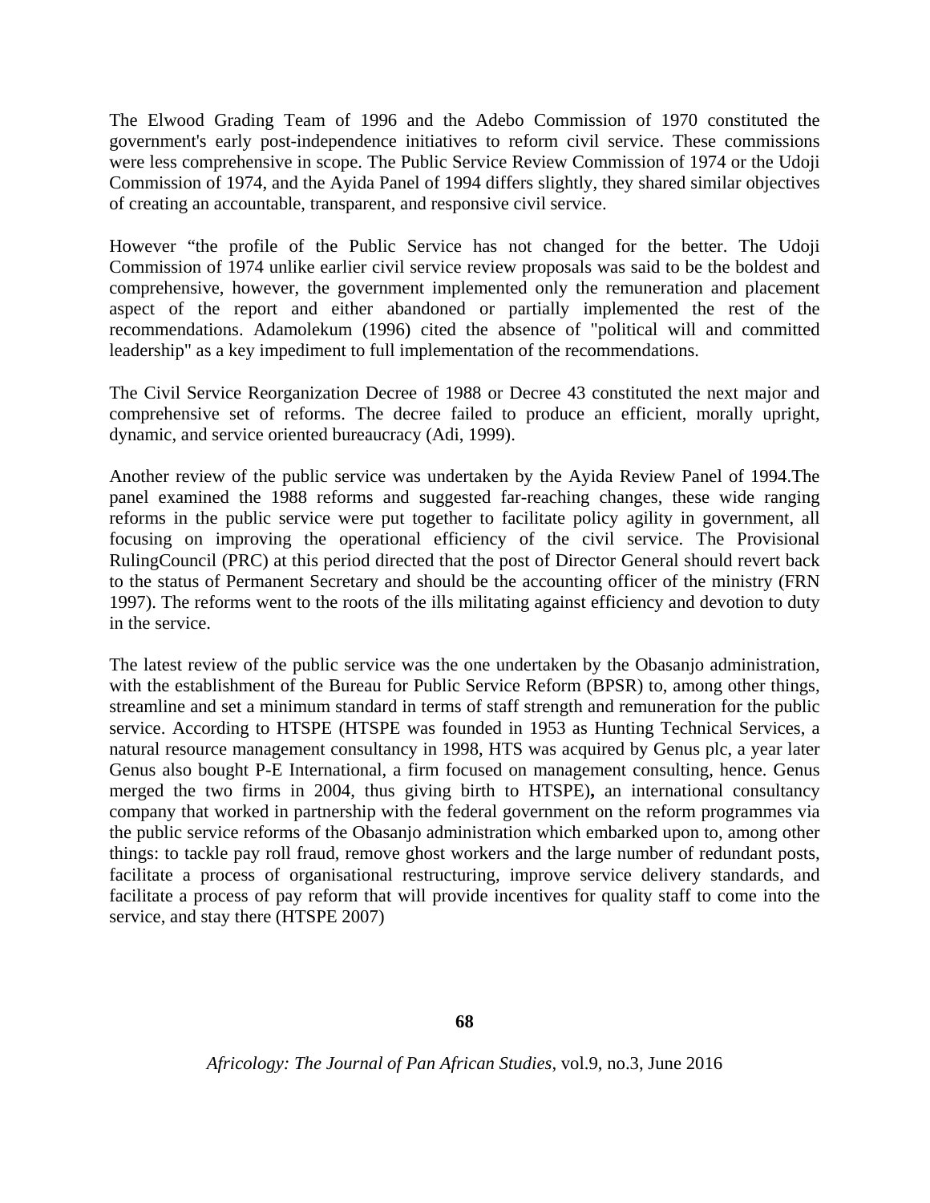The Elwood Grading Team of 1996 and the Adebo Commission of 1970 constituted the government's early post-independence initiatives to reform civil service. These commissions were less comprehensive in scope. The Public Service Review Commission of 1974 or the Udoji Commission of 1974, and the Ayida Panel of 1994 differs slightly, they shared similar objectives of creating an accountable, transparent, and responsive civil service.

However "the profile of the Public Service has not changed for the better. The Udoji Commission of 1974 unlike earlier civil service review proposals was said to be the boldest and comprehensive, however, the government implemented only the remuneration and placement aspect of the report and either abandoned or partially implemented the rest of the recommendations. Adamolekum (1996) cited the absence of "political will and committed leadership" as a key impediment to full implementation of the recommendations.

The Civil Service Reorganization Decree of 1988 or Decree 43 constituted the next major and comprehensive set of reforms. The decree failed to produce an efficient, morally upright, dynamic, and service oriented bureaucracy (Adi, 1999).

Another review of the public service was undertaken by the Ayida Review Panel of 1994.The panel examined the 1988 reforms and suggested far-reaching changes, these wide ranging reforms in the public service were put together to facilitate policy agility in government, all focusing on improving the operational efficiency of the civil service. The Provisional RulingCouncil (PRC) at this period directed that the post of Director General should revert back to the status of Permanent Secretary and should be the accounting officer of the ministry (FRN 1997). The reforms went to the roots of the ills militating against efficiency and devotion to duty in the service.

The latest review of the public service was the one undertaken by the Obasanjo administration, with the establishment of the Bureau for Public Service Reform (BPSR) to, among other things, streamline and set a minimum standard in terms of staff strength and remuneration for the public service. According to HTSPE (HTSPE was founded in 1953 as Hunting Technical Services, a natural resource management consultancy in 1998, HTS was acquired by Genus plc, a year later Genus also bought P-E International, a firm focused on management consulting, hence. Genus merged the two firms in 2004, thus giving birth to HTSPE)**,** an international consultancy company that worked in partnership with the federal government on the reform programmes via the public service reforms of the Obasanjo administration which embarked upon to, among other things: to tackle pay roll fraud, remove ghost workers and the large number of redundant posts, facilitate a process of organisational restructuring, improve service delivery standards, and facilitate a process of pay reform that will provide incentives for quality staff to come into the service, and stay there (HTSPE 2007)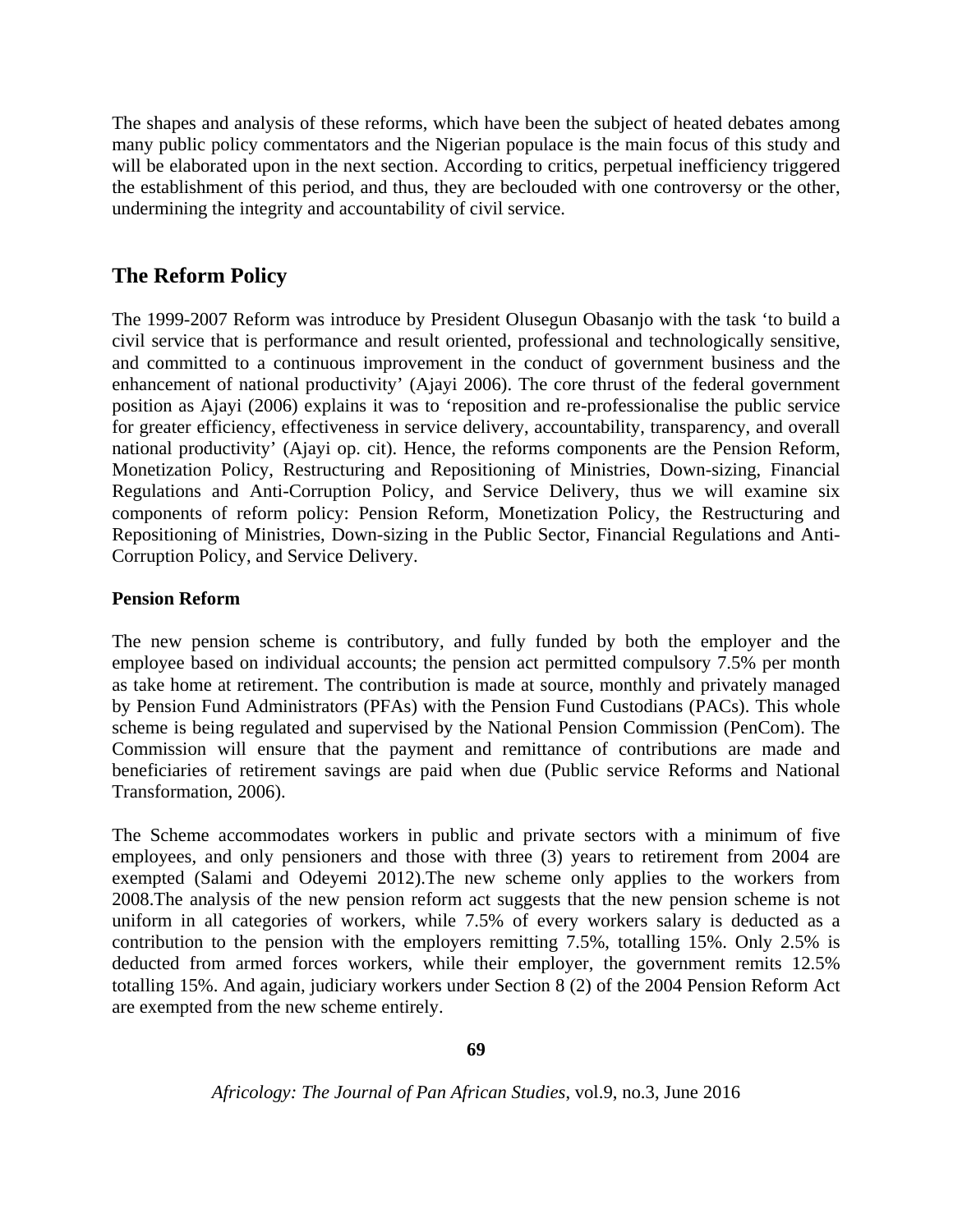The shapes and analysis of these reforms, which have been the subject of heated debates among many public policy commentators and the Nigerian populace is the main focus of this study and will be elaborated upon in the next section. According to critics, perpetual inefficiency triggered the establishment of this period, and thus, they are beclouded with one controversy or the other, undermining the integrity and accountability of civil service.

## The Reform Policy

The 1999-2007 Reform was introduce by President Olusegun Obasanjo with the task 'to build a civil service that is performance and result oriented, professional and technologically sensitive, and committed to a continuous improvement in the conduct of government business and the enhancement of national productivity' (Ajayi 2006). The core thrust of the federal government position as Ajayi (2006) explains it was to 'reposition and re-professionalise the public service for greater efficiency, effectiveness in service delivery, accountability, transparency, and overall national productivity' (Ajayi op. cit). Hence, the reforms components are the Pension Reform, Monetization Policy, Restructuring and Repositioning of Ministries, Down-sizing, Financial Regulations and Anti-Corruption Policy, and Service Delivery, thus we will examine six components of reform policy: Pension Reform, Monetization Policy, the Restructuring and Repositioning of Ministries, Down-sizing in the Public Sector, Financial Regulations and Anti-Corruption Policy, and Service Delivery.

### Pension Reform

The new pension scheme is contributory, and fully funded by both the employer and the employee based on individual accounts; the pension act permitted compulsory 7.5% per month as take home at retirement. The contribution is made at source, monthly and privately managed by Pension Fund Administrators (PFAs) with the Pension Fund Custodians (PACs). This whole scheme is being regulated and supervised by the National Pension Commission (PenCom). The Commission will ensure that the payment and remittance of contributions are made and beneficiaries of retirement savings are paid when due (Public service Reforms and National Transformation, 2006).

The Scheme accommodates workers in public and private sectors with a minimum of five employees, and only pensioners and those with three (3) years to retirement from 2004 are exempted (Salami and Odeyemi 2012).The new scheme only applies to the workers from 2008.The analysis of the new pension reform act suggests that the new pension scheme is not uniform in all categories of workers, while 7.5% of every workers salary is deducted as a contribution to the pension with the employers remitting 7.5%, totalling 15%. Only 2.5% is deducted from armed forces workers, while their employer, the government remits 12.5% totalling 15%. And again, judiciary workers under Section 8 (2) of the 2004 Pension Reform Act are exempted from the new scheme entirely.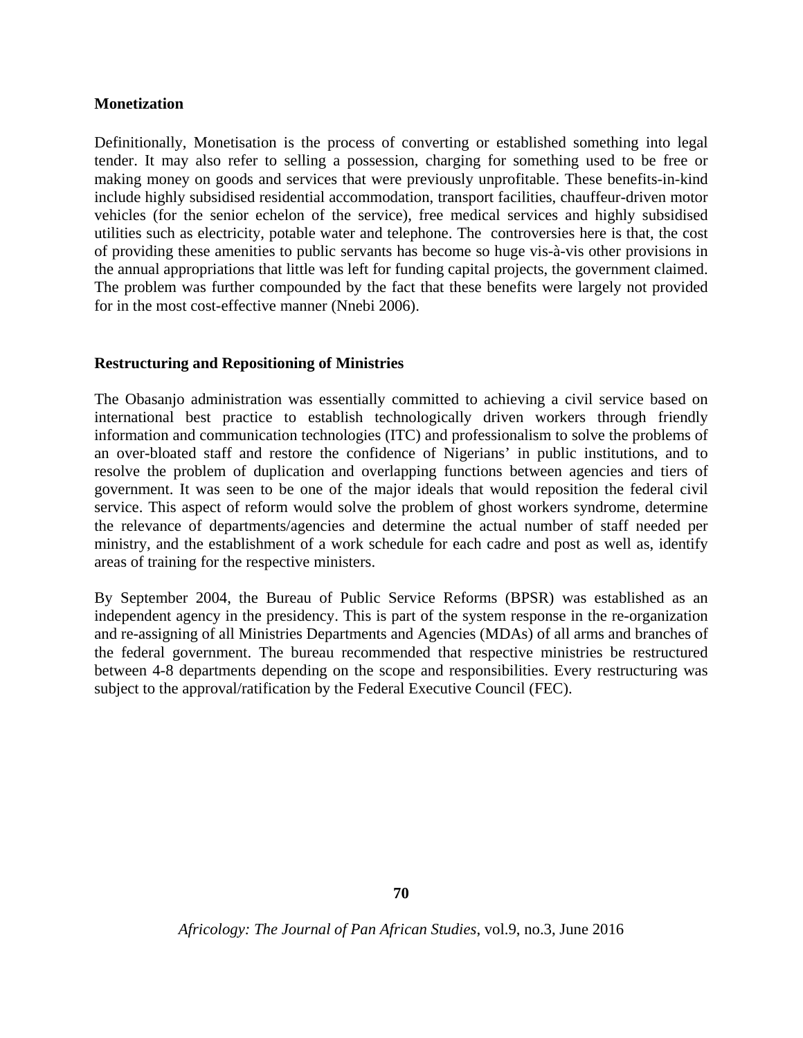**Monetization**

Definitionally, Monetisation is the process of converting or established something into legal tender. It may also refer to selling a possession, charging for something used to be free or making money on goods and services that were previously unprofitable. These benefits-in-kind include highly subsidised residential accommodation, transport facilities, chauffeur-driven motor vehicles (for the senior echelon of the service), free medical services and highly subsidised utilities such as electricity, potable water and telephone. The controversies here is that, the cost of providing these amenities to public servants has become so huge vis-à-vis other provisions in the annual appropriations that little was left for funding capital projects, the government claimed. The problem was further compounded by the fact that these benefits were largely not provided for in the most cost-effective manner (Nnebi 2006).

**Restructuring and Repositioning of Ministries**

The Obasanjo administration was essentially committed to achieving a civil service based on international best practice to establish technologically driven workers through friendly information and communication technologies (ITC) and professionalism to solve the problems of an over-bloated staff and restore the confidence of Nigerians' in public institutions, and to resolve the problem of duplication and overlapping functions between agencies and tiers of government. It was seen to be one of the major ideals that would reposition the federal civil service. This aspect of reform would solve the problem of ghost workers syndrome, determine the relevance of departments/agencies and determine the actual number of staff needed per ministry, and the establishment of a work schedule for each cadre and post as well as, identify areas of training for the respective ministers.

By September 2004, the Bureau of Public Service Reforms (BPSR) was established as an independent agency in the presidency. This is part of the system response in the re-organization and re-assigning of all Ministries Departments and Agencies (MDAs) of all arms and branches of the federal government. The bureau recommended that respective ministries be restructured between 4-8 departments depending on the scope and responsibilities. Every restructuring was subject to the approval/ratification by the Federal Executive Council (FEC).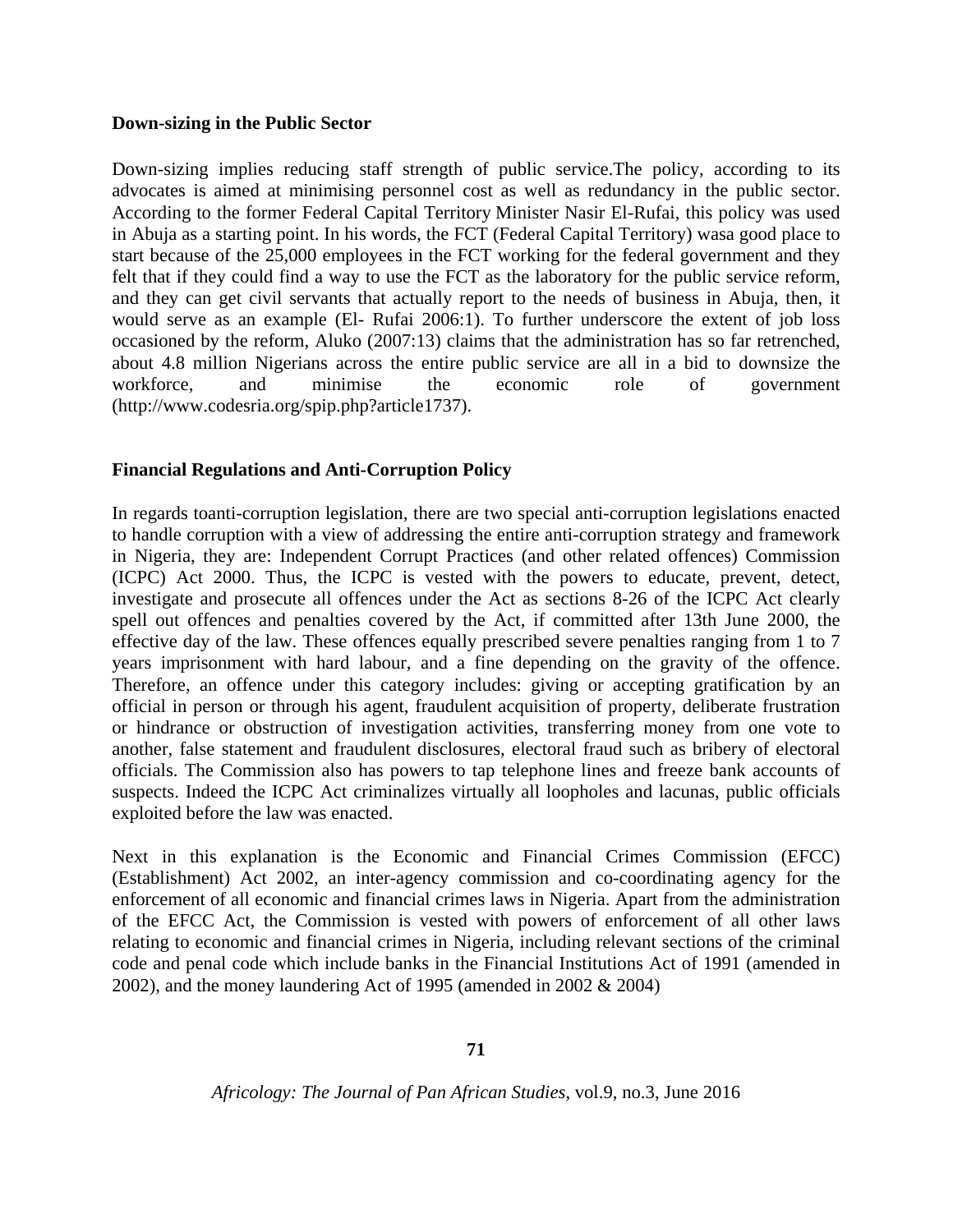**Down-sizing in the Public Sector**

Down-sizing implies reducing staff strength of public service.The policy, according to its advocates is aimed at minimising personnel cost as well as redundancy in the public sector. According to the former Federal Capital Territory Minister Nasir El-Rufai, this policy was used in Abuja as a starting point. In his words, the FCT (Federal Capital Territory) wasa good place to start because of the 25,000 employees in the FCT working for the federal government and they felt that if they could find a way to use the FCT as the laboratory for the public service reform, and they can get civil servants that actually report to the needs of business in Abuja, then, it would serve as an example (El- Rufai 2006:1). To further underscore the extent of job loss occasioned by the reform, Aluko (2007:13) claims that the administration has so far retrenched, about 4.8 million Nigerians across the entire public service are all in a bid to downsize the workforce, and minimise the economic role of government (http://www.codesria.org/spip.php?article1737).

**Financial Regulations and Anti-Corruption Policy**

In regards toanti-corruption legislation, there are two special anti-corruption legislations enacted to handle corruption with a view of addressing the entire anti-corruption strategy and framework in Nigeria, they are: Independent Corrupt Practices (and other related offences) Commission (ICPC) Act 2000. Thus, the ICPC is vested with the powers to educate, prevent, detect, investigate and prosecute all offences under the Act as sections 8-26 of the ICPC Act clearly spell out offences and penalties covered by the Act, if committed after 13th June 2000, the effective day of the law. These offences equally prescribed severe penalties ranging from 1 to 7 years imprisonment with hard labour, and a fine depending on the gravity of the offence. Therefore, an offence under this category includes: giving or accepting gratification by an official in person or through his agent, fraudulent acquisition of property, deliberate frustration or hindrance or obstruction of investigation activities, transferring money from one vote to another, false statement and fraudulent disclosures, electoral fraud such as bribery of electoral officials. The Commission also has powers to tap telephone lines and freeze bank accounts of suspects. Indeed the ICPC Act criminalizes virtually all loopholes and lacunas, public officials exploited before the law was enacted.

Next in this explanation is the Economic and Financial Crimes Commission (EFCC) (Establishment) Act 2002, an inter-agency commission and co-coordinating agency for the enforcement of all economic and financial crimes laws in Nigeria. Apart from the administration of the EFCC Act, the Commission is vested with powers of enforcement of all other laws relating to economic and financial crimes in Nigeria, including relevant sections of the criminal code and penal code which include banks in the Financial Institutions Act of 1991 (amended in 2002), and the money laundering Act of 1995 (amended in 2002 & 2004)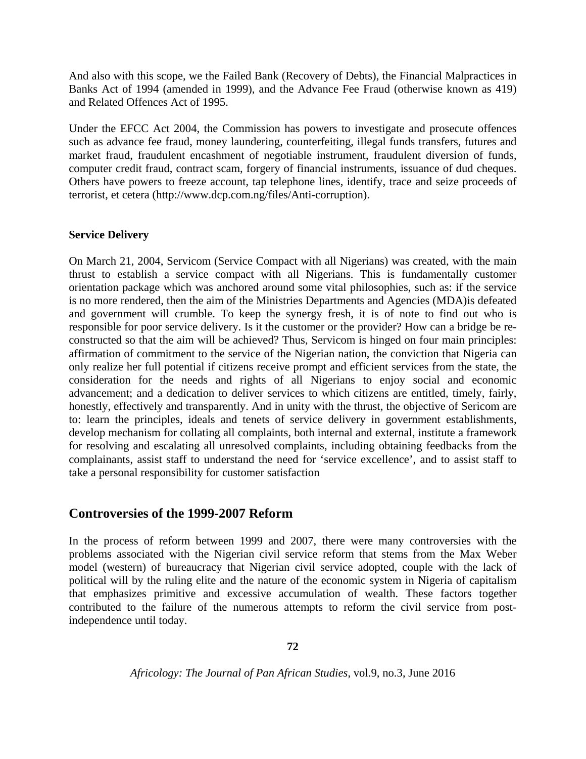And also with this scope, we the Failed Bank (Recovery of Debts), the Financial Malpractices in Banks Act of 1994 (amended in 1999), and the Advance Fee Fraud (otherwise known as 419) and Related Offences Act of 1995.

Under the EFCC Act 2004, the Commission has powers to investigate and prosecute offences such as advance fee fraud, money laundering, counterfeiting, illegal funds transfers, futures and market fraud, fraudulent encashment of negotiable instrument, fraudulent diversion of funds, computer credit fraud, contract scam, forgery of financial instruments, issuance of dud cheques. Others have powers to freeze account, tap telephone lines, identify, trace and seize proceeds of terrorist, et cetera (http://www.dcp.com.ng/files/Anti-corruption).

**Service Delivery**

On March 21, 2004, Servicom (Service Compact with all Nigerians) was created, with the main thrust to establish a service compact with all Nigerians. This is fundamentally customer orientation package which was anchored around some vital philosophies, such as: if the service is no more rendered, then the aim of the Ministries Departments and Agencies (MDA)is defeated and government will crumble. To keep the synergy fresh, it is of note to find out who is responsible for poor service delivery. Is it the customer or the provider? How can a bridge be re-constructed so that the aim will be achieved? Thus, Servicom is hinged on four main principles: affirmation of commitment to the service of the Nigerian nation, the conviction that Nigeria can only realize her full potential if citizens receive prompt and efficient services from the state, the consideration for the needs and rights of all Nigerians to enjoy social and economic advancement; and a dedication to deliver services to which citizens are entitled, timely, fairly, honestly, effectively and transparently. And in unity with the thrust, the objective of Sericom are to: learn the principles, ideals and tenets of service delivery in government establishments, develop mechanism for collating all complaints, both internal and external, institute a framework for resolving and escalating all unresolved complaints, including obtaining feedbacks from the complainants, assist staff to understand the need for 'service excellence', and to assist staff to take a personal responsibility for customer satisfaction

## Controversies of the 1999-2007 Reform

In the process of reform between 1999 and 2007, there were many controversies with the problems associated with the Nigerian civil service reform that stems from the Max Weber model (western) of bureaucracy that Nigerian civil service adopted, couple with the lack of political will by the ruling elite and the nature of the economic system in Nigeria of capitalism that emphasizes primitive and excessive accumulation of wealth. These factors together contributed to the failure of the numerous attempts to reform the civil service from post-independence until today.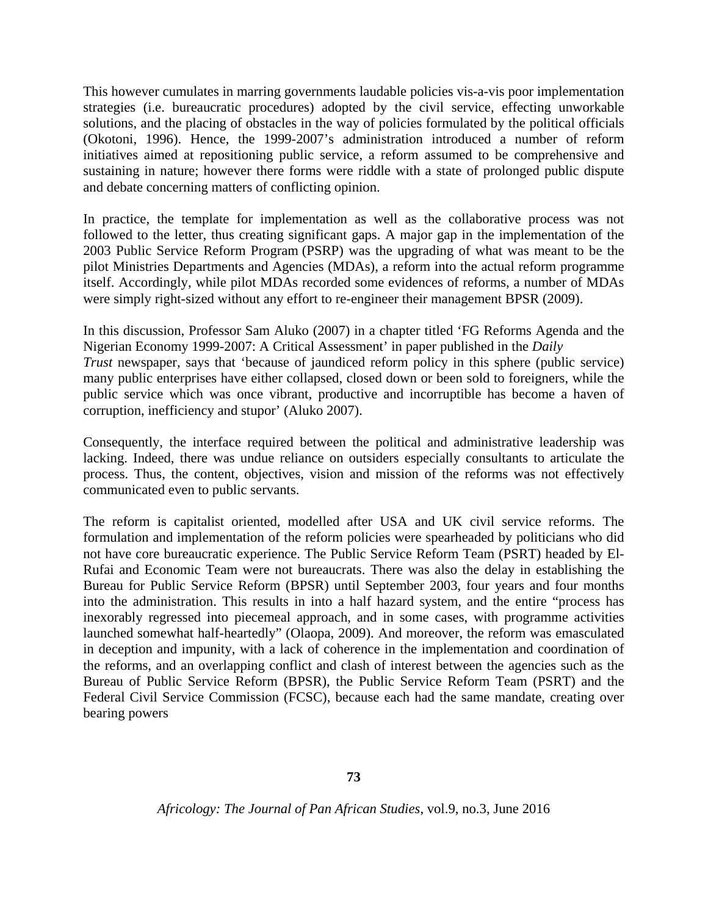This however cumulates in marring governments laudable policies vis-a-vis poor implementation strategies (i.e. bureaucratic procedures) adopted by the civil service, effecting unworkable solutions, and the placing of obstacles in the way of policies formulated by the political officials (Okotoni, 1996). Hence, the 1999-2007's administration introduced a number of reform initiatives aimed at repositioning public service, a reform assumed to be comprehensive and sustaining in nature; however there forms were riddle with a state of prolonged public dispute and debate concerning matters of conflicting opinion.

In practice, the template for implementation as well as the collaborative process was not followed to the letter, thus creating significant gaps. A major gap in the implementation of the 2003 Public Service Reform Program (PSRP) was the upgrading of what was meant to be the pilot Ministries Departments and Agencies (MDAs), a reform into the actual reform programme itself. Accordingly, while pilot MDAs recorded some evidences of reforms, a number of MDAs were simply right-sized without any effort to re-engineer their management BPSR (2009).

In this discussion, Professor Sam Aluko (2007) in a chapter titled 'FG Reforms Agenda and the Nigerian Economy 1999-2007: A Critical Assessment' in paper published in the *Daily Trust* newspaper, says that 'because of jaundiced reform policy in this sphere (public service) many public enterprises have either collapsed, closed down or been sold to foreigners, while the public service which was once vibrant, productive and incorruptible has become a haven of corruption, inefficiency and stupor' (Aluko 2007).

Consequently, the interface required between the political and administrative leadership was lacking. Indeed, there was undue reliance on outsiders especially consultants to articulate the process. Thus, the content, objectives, vision and mission of the reforms was not effectively communicated even to public servants.

The reform is capitalist oriented, modelled after USA and UK civil service reforms. The formulation and implementation of the reform policies were spearheaded by politicians who did not have core bureaucratic experience. The Public Service Reform Team (PSRT) headed by El-Rufai and Economic Team were not bureaucrats. There was also the delay in establishing the Bureau for Public Service Reform (BPSR) until September 2003, four years and four months into the administration. This results in into a half hazard system, and the entire "process has inexorably regressed into piecemeal approach, and in some cases, with programme activities launched somewhat half-heartedly" (Olaopa, 2009). And moreover, the reform was emasculated in deception and impunity, with a lack of coherence in the implementation and coordination of the reforms, and an overlapping conflict and clash of interest between the agencies such as the Bureau of Public Service Reform (BPSR), the Public Service Reform Team (PSRT) and the Federal Civil Service Commission (FCSC), because each had the same mandate, creating over bearing powers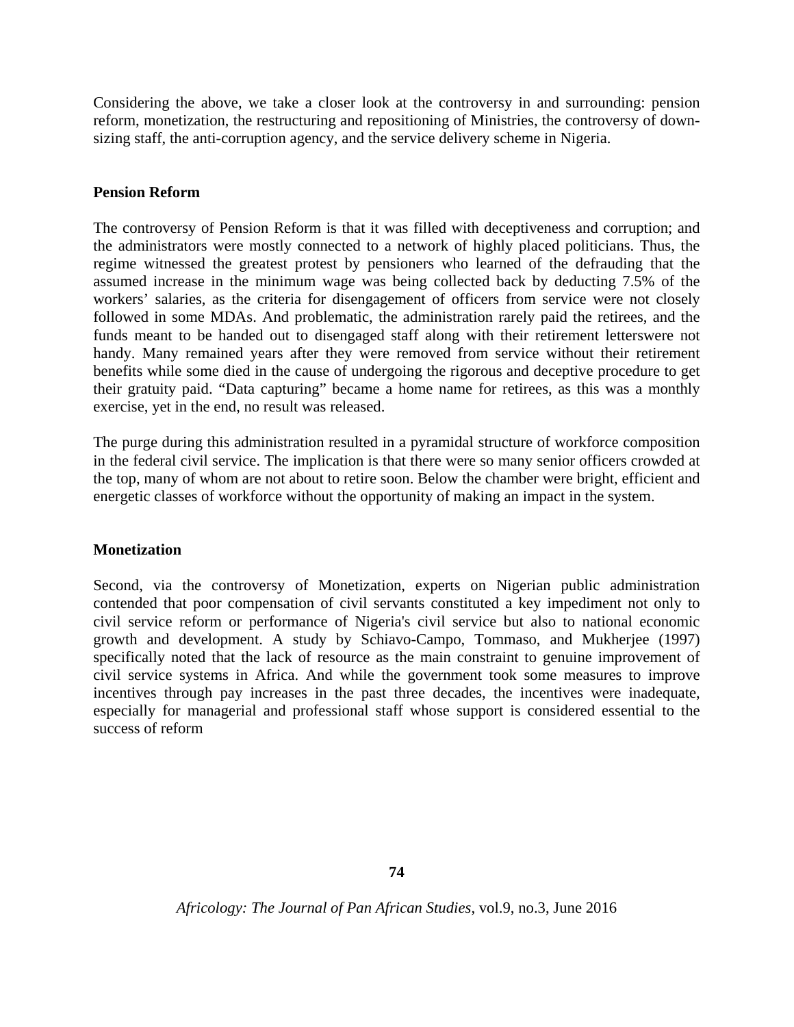Considering the above, we take a closer look at the controversy in and surrounding: pension reform, monetization, the restructuring and repositioning of Ministries, the controversy of down-sizing staff, the anti-corruption agency, and the service delivery scheme in Nigeria.

**Pension Reform**

The controversy of Pension Reform is that it was filled with deceptiveness and corruption; and the administrators were mostly connected to a network of highly placed politicians. Thus, the regime witnessed the greatest protest by pensioners who learned of the defrauding that the assumed increase in the minimum wage was being collected back by deducting 7.5% of the workers' salaries, as the criteria for disengagement of officers from service were not closely followed in some MDAs. And problematic, the administration rarely paid the retirees, and the funds meant to be handed out to disengaged staff along with their retirement letterswere not handy. Many remained years after they were removed from service without their retirement benefits while some died in the cause of undergoing the rigorous and deceptive procedure to get their gratuity paid. "Data capturing" became a home name for retirees, as this was a monthly exercise, yet in the end, no result was released.

The purge during this administration resulted in a pyramidal structure of workforce composition in the federal civil service. The implication is that there were so many senior officers crowded at the top, many of whom are not about to retire soon. Below the chamber were bright, efficient and energetic classes of workforce without the opportunity of making an impact in the system.

**Monetization**

Second, via the controversy of Monetization, experts on Nigerian public administration contended that poor compensation of civil servants constituted a key impediment not only to civil service reform or performance of Nigeria's civil service but also to national economic growth and development. A study by Schiavo-Campo, Tommaso, and Mukherjee (1997) specifically noted that the lack of resource as the main constraint to genuine improvement of civil service systems in Africa. And while the government took some measures to improve incentives through pay increases in the past three decades, the incentives were inadequate, especially for managerial and professional staff whose support is considered essential to the success of reform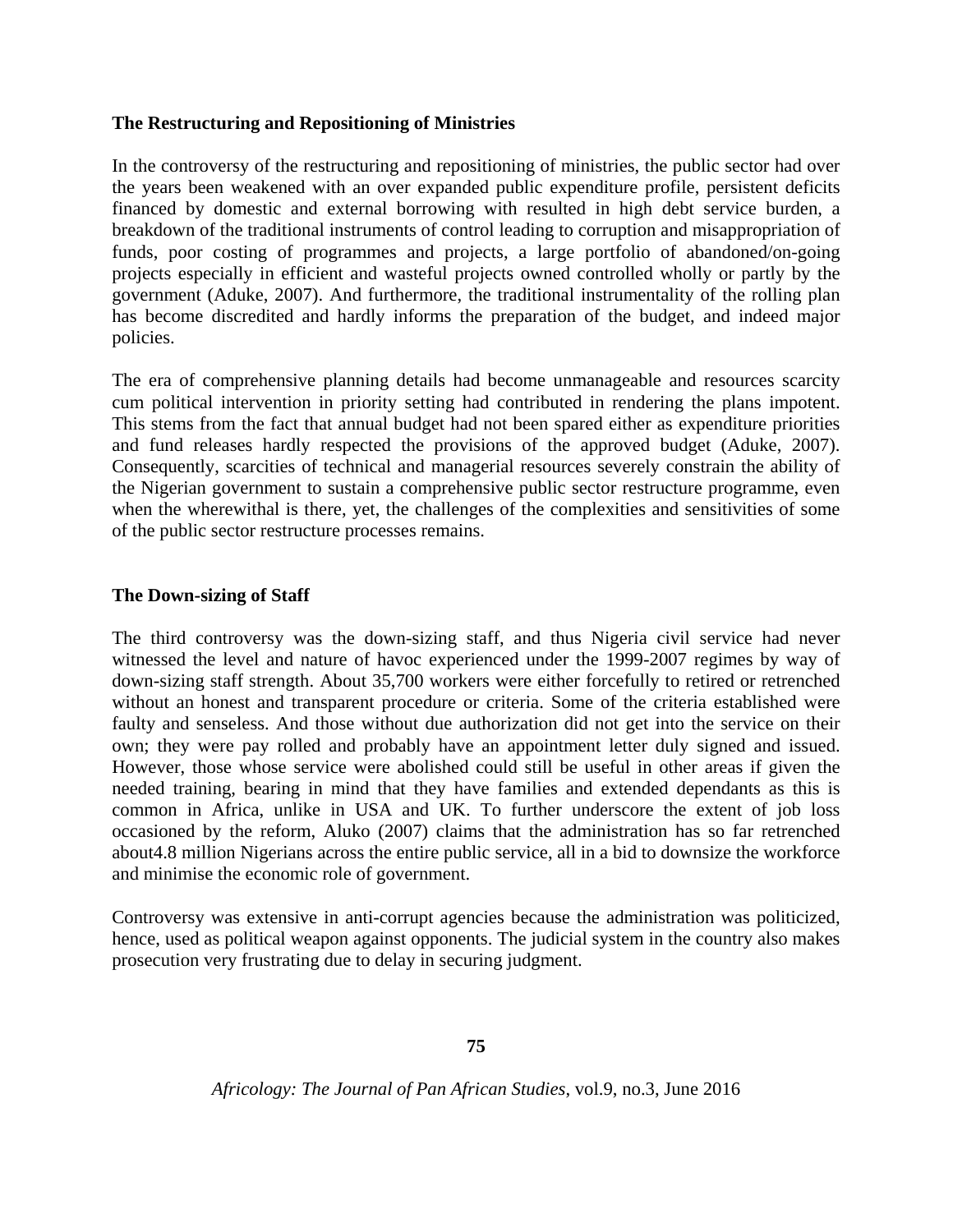**The Restructuring and Repositioning of Ministries**

In the controversy of the restructuring and repositioning of ministries, the public sector had over the years been weakened with an over expanded public expenditure profile, persistent deficits financed by domestic and external borrowing with resulted in high debt service burden, a breakdown of the traditional instruments of control leading to corruption and misappropriation of funds, poor costing of programmes and projects, a large portfolio of abandoned/on-going projects especially in efficient and wasteful projects owned controlled wholly or partly by the government (Aduke, 2007). And furthermore, the traditional instrumentality of the rolling plan has become discredited and hardly informs the preparation of the budget, and indeed major policies.

The era of comprehensive planning details had become unmanageable and resources scarcity cum political intervention in priority setting had contributed in rendering the plans impotent. This stems from the fact that annual budget had not been spared either as expenditure priorities and fund releases hardly respected the provisions of the approved budget (Aduke, 2007). Consequently, scarcities of technical and managerial resources severely constrain the ability of the Nigerian government to sustain a comprehensive public sector restructure programme, even when the wherewithal is there, yet, the challenges of the complexities and sensitivities of some of the public sector restructure processes remains.

**The Down-sizing of Staff**

The third controversy was the down-sizing staff, and thus Nigeria civil service had never witnessed the level and nature of havoc experienced under the 1999-2007 regimes by way of down-sizing staff strength. About 35,700 workers were either forcefully to retired or retrenched without an honest and transparent procedure or criteria. Some of the criteria established were faulty and senseless. And those without due authorization did not get into the service on their own; they were pay rolled and probably have an appointment letter duly signed and issued. However, those whose service were abolished could still be useful in other areas if given the needed training, bearing in mind that they have families and extended dependants as this is common in Africa, unlike in USA and UK. To further underscore the extent of job loss occasioned by the reform, Aluko (2007) claims that the administration has so far retrenched about4.8 million Nigerians across the entire public service, all in a bid to downsize the workforce and minimise the economic role of government.

Controversy was extensive in anti-corrupt agencies because the administration was politicized, hence, used as political weapon against opponents. The judicial system in the country also makes prosecution very frustrating due to delay in securing judgment.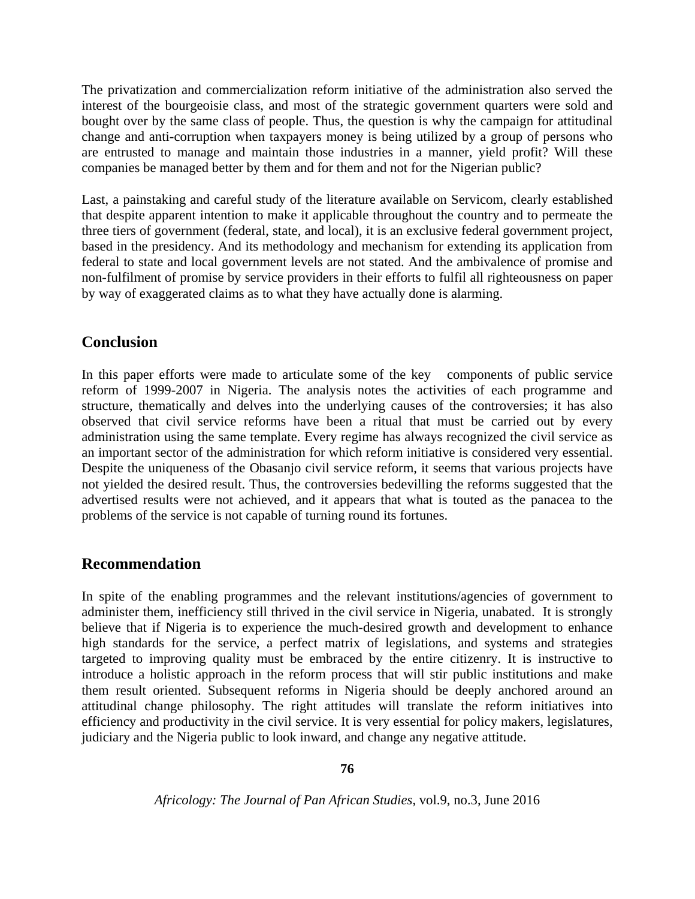The privatization and commercialization reform initiative of the administration also served the interest of the bourgeoisie class, and most of the strategic government quarters were sold and bought over by the same class of people. Thus, the question is why the campaign for attitudinal change and anti-corruption when taxpayers money is being utilized by a group of persons who are entrusted to manage and maintain those industries in a manner, yield profit? Will these companies be managed better by them and for them and not for the Nigerian public?

Last, a painstaking and careful study of the literature available on Servicom, clearly established that despite apparent intention to make it applicable throughout the country and to permeate the three tiers of government (federal, state, and local), it is an exclusive federal government project, based in the presidency. And its methodology and mechanism for extending its application from federal to state and local government levels are not stated. And the ambivalence of promise and non-fulfilment of promise by service providers in their efforts to fulfil all righteousness on paper by way of exaggerated claims as to what they have actually done is alarming.

## Conclusion

In this paper efforts were made to articulate some of the key components of public service reform of 1999-2007 in Nigeria. The analysis notes the activities of each programme and structure, thematically and delves into the underlying causes of the controversies; it has also observed that civil service reforms have been a ritual that must be carried out by every administration using the same template. Every regime has always recognized the civil service as an important sector of the administration for which reform initiative is considered very essential. Despite the uniqueness of the Obasanjo civil service reform, it seems that various projects have not yielded the desired result. Thus, the controversies bedevilling the reforms suggested that the advertised results were not achieved, and it appears that what is touted as the panacea to the problems of the service is not capable of turning round its fortunes.

## Recommendation

In spite of the enabling programmes and the relevant institutions/agencies of government to administer them, inefficiency still thrived in the civil service in Nigeria, unabated. It is strongly believe that if Nigeria is to experience the much-desired growth and development to enhance high standards for the service, a perfect matrix of legislations, and systems and strategies targeted to improving quality must be embraced by the entire citizenry. It is instructive to introduce a holistic approach in the reform process that will stir public institutions and make them result oriented. Subsequent reforms in Nigeria should be deeply anchored around an attitudinal change philosophy. The right attitudes will translate the reform initiatives into efficiency and productivity in the civil service. It is very essential for policy makers, legislatures, judiciary and the Nigeria public to look inward, and change any negative attitude.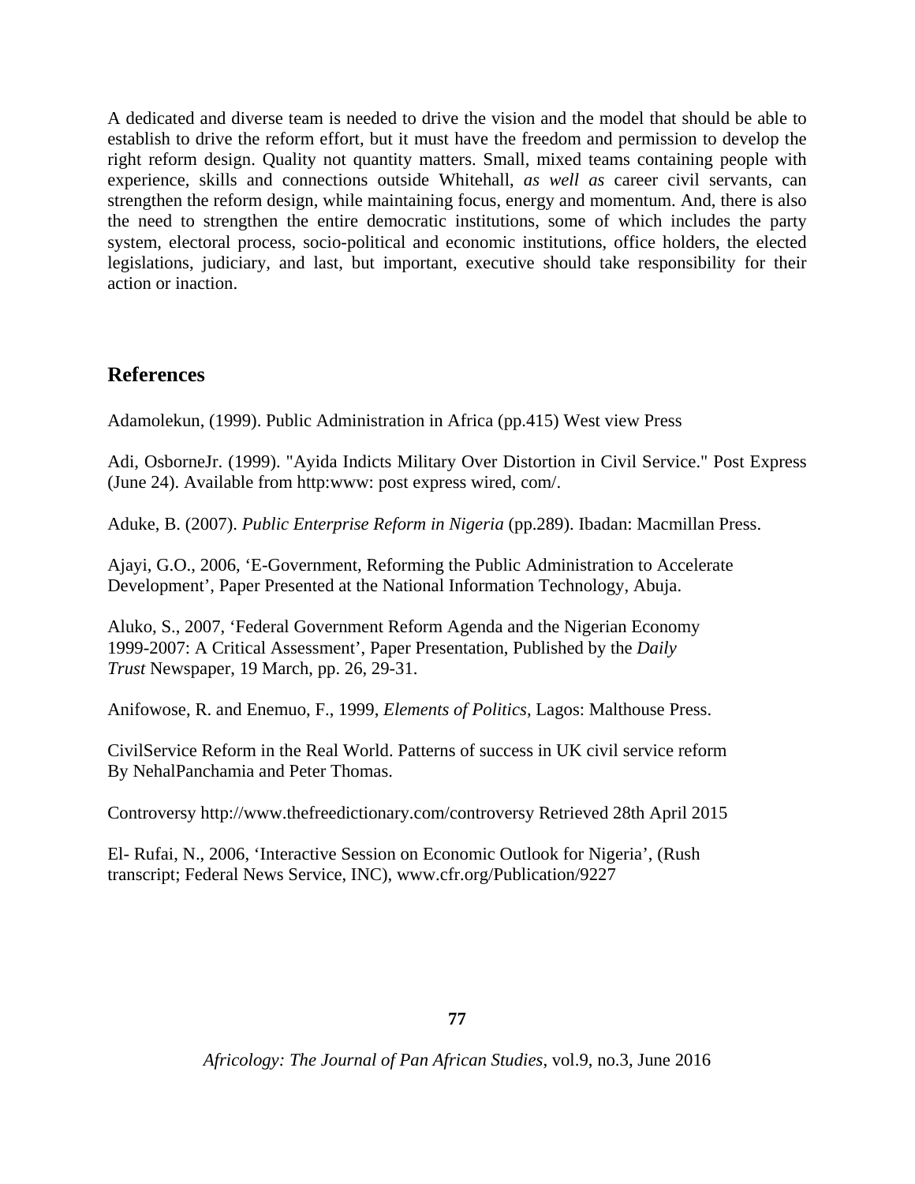A dedicated and diverse team is needed to drive the vision and the model that should be able to establish to drive the reform effort, but it must have the freedom and permission to develop the right reform design. Quality not quantity matters. Small, mixed teams containing people with experience, skills and connections outside Whitehall, *as well as* career civil servants, can strengthen the reform design, while maintaining focus, energy and momentum. And, there is also the need to strengthen the entire democratic institutions, some of which includes the party system, electoral process, socio-political and economic institutions, office holders, the elected legislations, judiciary, and last, but important, executive should take responsibility for their action or inaction.

## References

Adamolekun, (1999). Public Administration in Africa (pp.415) West view Press

Adi, OsborneJr. (1999). "Ayida Indicts Military Over Distortion in Civil Service." Post Express (June 24). Available from http:www: post express wired, com/.

Aduke, B. (2007). *Public Enterprise Reform in Nigeria* (pp.289). Ibadan: Macmillan Press.

Ajayi, G.O., 2006, 'E-Government, Reforming the Public Administration to Accelerate Development', Paper Presented at the National Information Technology, Abuja.

Aluko, S., 2007, 'Federal Government Reform Agenda and the Nigerian Economy 1999-2007: A Critical Assessment', Paper Presentation, Published by the *Daily Trust* Newspaper, 19 March, pp. 26, 29-31.

Anifowose, R. and Enemuo, F., 1999, *Elements of Politics*, Lagos: Malthouse Press.

CivilService Reform in the Real World. Patterns of success in UK civil service reform By NehalPanchamia and Peter Thomas.

Controversy http://www.thefreedictionary.com/controversy Retrieved 28th April 2015

El- Rufai, N., 2006, 'Interactive Session on Economic Outlook for Nigeria', (Rush transcript; Federal News Service, INC), www.cfr.org/Publication/9227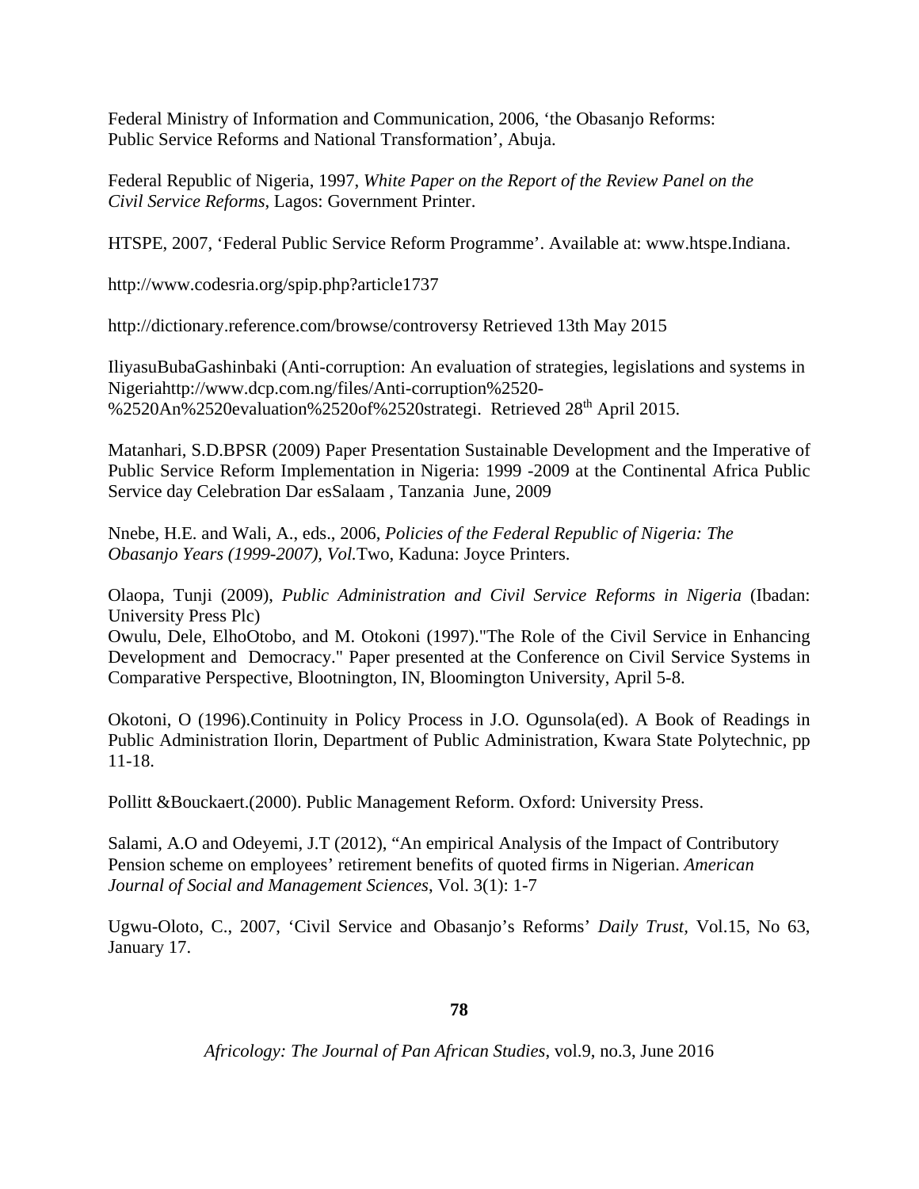Federal Ministry of Information and Communication, 2006, 'the Obasanjo Reforms: Public Service Reforms and National Transformation', Abuja.

Federal Republic of Nigeria, 1997, *White Paper on the Report of the Review Panel on the Civil Service Reforms*, Lagos: Government Printer.

HTSPE, 2007, 'Federal Public Service Reform Programme'. Available at: www.htspe.Indiana.

http://www.codesria.org/spip.php?article1737

http://dictionary.reference.com/browse/controversy Retrieved 13th May 2015

IliyasuBubaGashinbaki (Anti-corruption: An evaluation of strategies, legislations and systems in Nigeriahttp://www.dcp.com.ng/files/Anti-corruption%2520-%2520An%2520evaluation%2520of%2520strategi. Retrieved 28th April 2015.

Matanhari, S.D.BPSR (2009) Paper Presentation Sustainable Development and the Imperative of Public Service Reform Implementation in Nigeria: 1999 -2009 at the Continental Africa Public Service day Celebration Dar esSalaam , Tanzania June, 2009

Nnebe, H.E. and Wali, A., eds., 2006, *Policies of the Federal Republic of Nigeria: The Obasanjo Years (1999-2007), Vol.*Two, Kaduna: Joyce Printers.

Olaopa, Tunji (2009), *Public Administration and Civil Service Reforms in Nigeria* (Ibadan: University Press Plc)

Owulu, Dele, ElhoOtobo, and M. Otokoni (1997)."The Role of the Civil Service in Enhancing Development and Democracy." Paper presented at the Conference on Civil Service Systems in Comparative Perspective, Blootnington, IN, Bloomington University, April 5-8.

Okotoni, O (1996).Continuity in Policy Process in J.O. Ogunsola(ed). A Book of Readings in Public Administration Ilorin, Department of Public Administration, Kwara State Polytechnic, pp 11-18.

Pollitt &Bouckaert.(2000). Public Management Reform. Oxford: University Press.

Salami, A.O and Odeyemi, J.T (2012), "An empirical Analysis of the Impact of Contributory Pension scheme on employees' retirement benefits of quoted firms in Nigerian. *American Journal of Social and Management Sciences*, Vol. 3(1): 1-7

Ugwu-Oloto, C., 2007, 'Civil Service and Obasanjo's Reforms' *Daily Trust*, Vol.15, No 63, January 17.